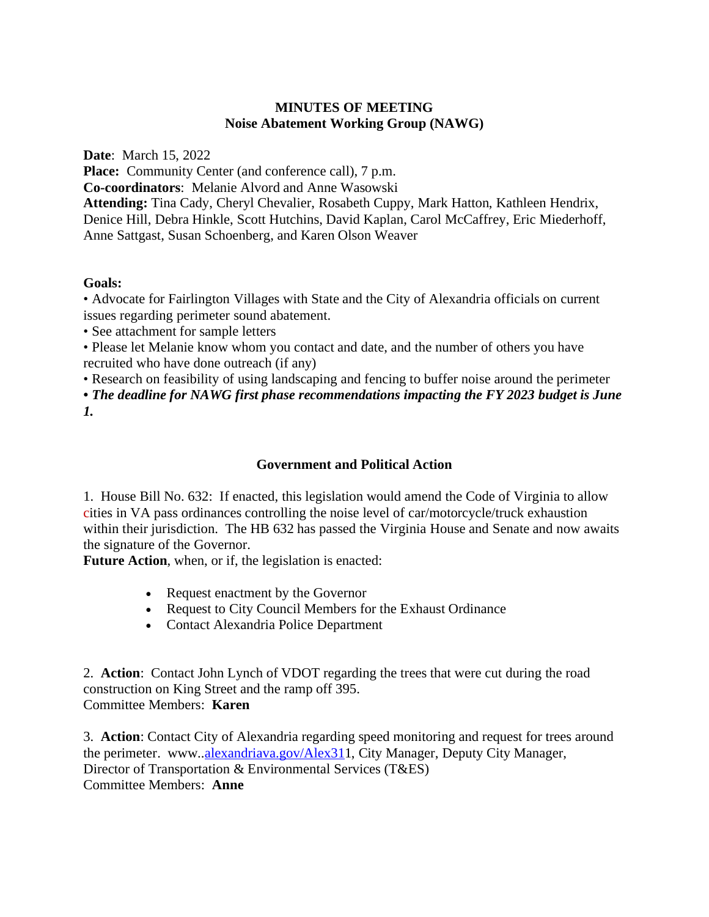**MINUTES OF MEETING**
**Noise Abatement Working Group (NAWG)**

**Date**: March 15, 2022
**Place:** Community Center (and conference call), 7 p.m.
**Co-coordinators**: Melanie Alvord and Anne Wasowski
**Attending:** Tina Cady, Cheryl Chevalier, Rosabeth Cuppy, Mark Hatton, Kathleen Hendrix, Denice Hill, Debra Hinkle, Scott Hutchins, David Kaplan, Carol McCaffrey, Eric Miederhoff, Anne Sattgast, Susan Schoenberg, and Karen Olson Weaver

**Goals:**

• Advocate for Fairlington Villages with State and the City of Alexandria officials on current issues regarding perimeter sound abatement.
• See attachment for sample letters
• Please let Melanie know whom you contact and date, and the number of others you have recruited who have done outreach (if any)
• Research on feasibility of using landscaping and fencing to buffer noise around the perimeter
***• The deadline for NAWG first phase recommendations impacting the FY 2023 budget is June 1.***

## Government and Political Action

1. House Bill No. 632: If enacted, this legislation would amend the Code of Virginia to allow cities in VA pass ordinances controlling the noise level of car/motorcycle/truck exhaustion within their jurisdiction. The HB 632 has passed the Virginia House and Senate and now awaits the signature of the Governor.
**Future Action**, when, or if, the legislation is enacted:

- Request enactment by the Governor
- Request to City Council Members for the Exhaust Ordinance
- Contact Alexandria Police Department

2. **Action**: Contact John Lynch of VDOT regarding the trees that were cut during the road construction on King Street and the ramp off 395.
Committee Members: **Karen**

3. **Action**: Contact City of Alexandria regarding speed monitoring and request for trees around the perimeter. www..alexandriava.gov/Alex311, City Manager, Deputy City Manager, Director of Transportation & Environmental Services (T&ES)
Committee Members: **Anne**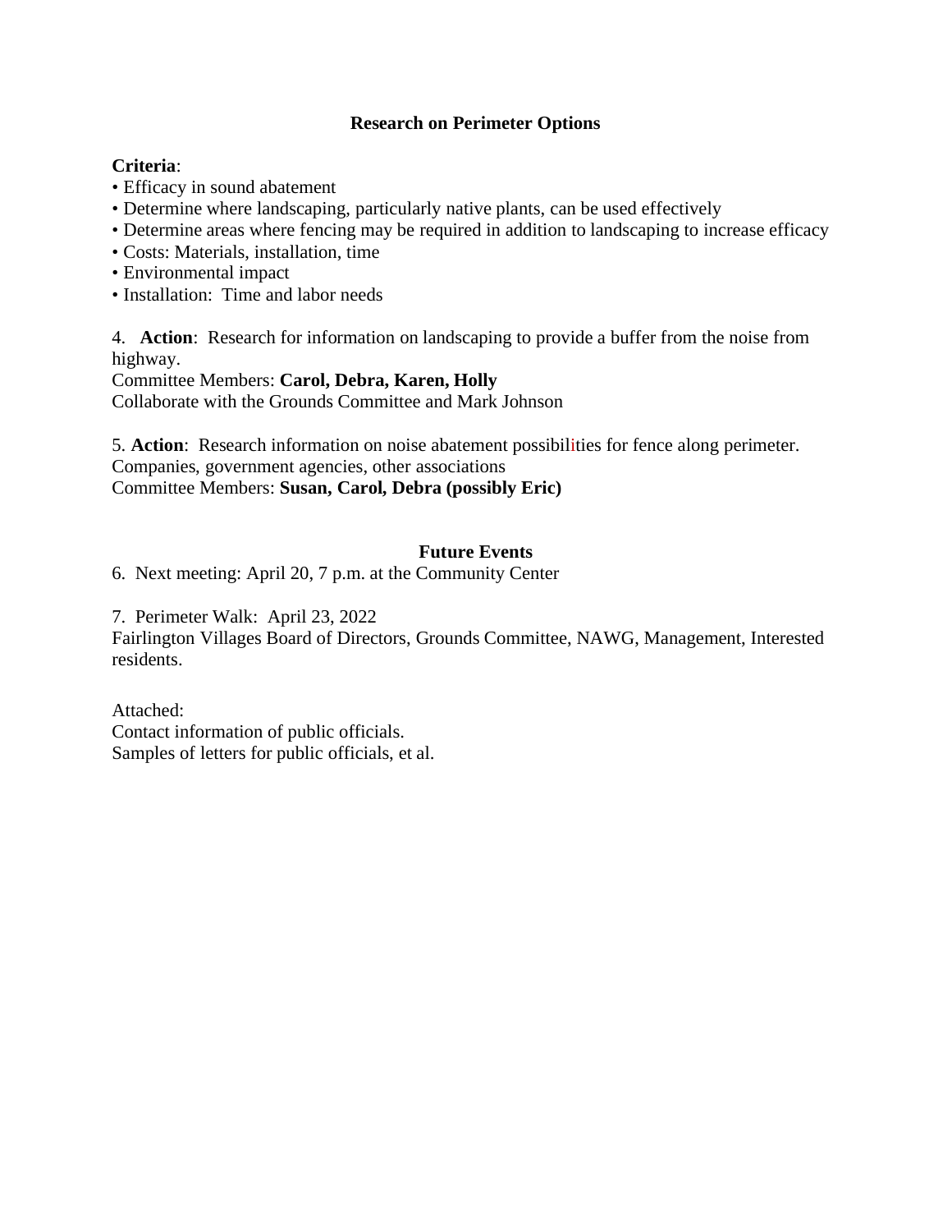## Research on Perimeter Options

**Criteria**:

- Efficacy in sound abatement
- Determine where landscaping, particularly native plants, can be used effectively
- Determine areas where fencing may be required in addition to landscaping to increase efficacy
- Costs: Materials, installation, time
- Environmental impact
- Installation: Time and labor needs

4. **Action**: Research for information on landscaping to provide a buffer from the noise from highway.
Committee Members: **Carol, Debra, Karen, Holly**
Collaborate with the Grounds Committee and Mark Johnson

5. **Action**: Research information on noise abatement possibilities for fence along perimeter.
Companies, government agencies, other associations
Committee Members: **Susan, Carol, Debra (possibly Eric)**

## Future Events

6. Next meeting: April 20, 7 p.m. at the Community Center

7. Perimeter Walk: April 23, 2022
Fairlington Villages Board of Directors, Grounds Committee, NAWG, Management, Interested residents.

Attached:
Contact information of public officials.
Samples of letters for public officials, et al.